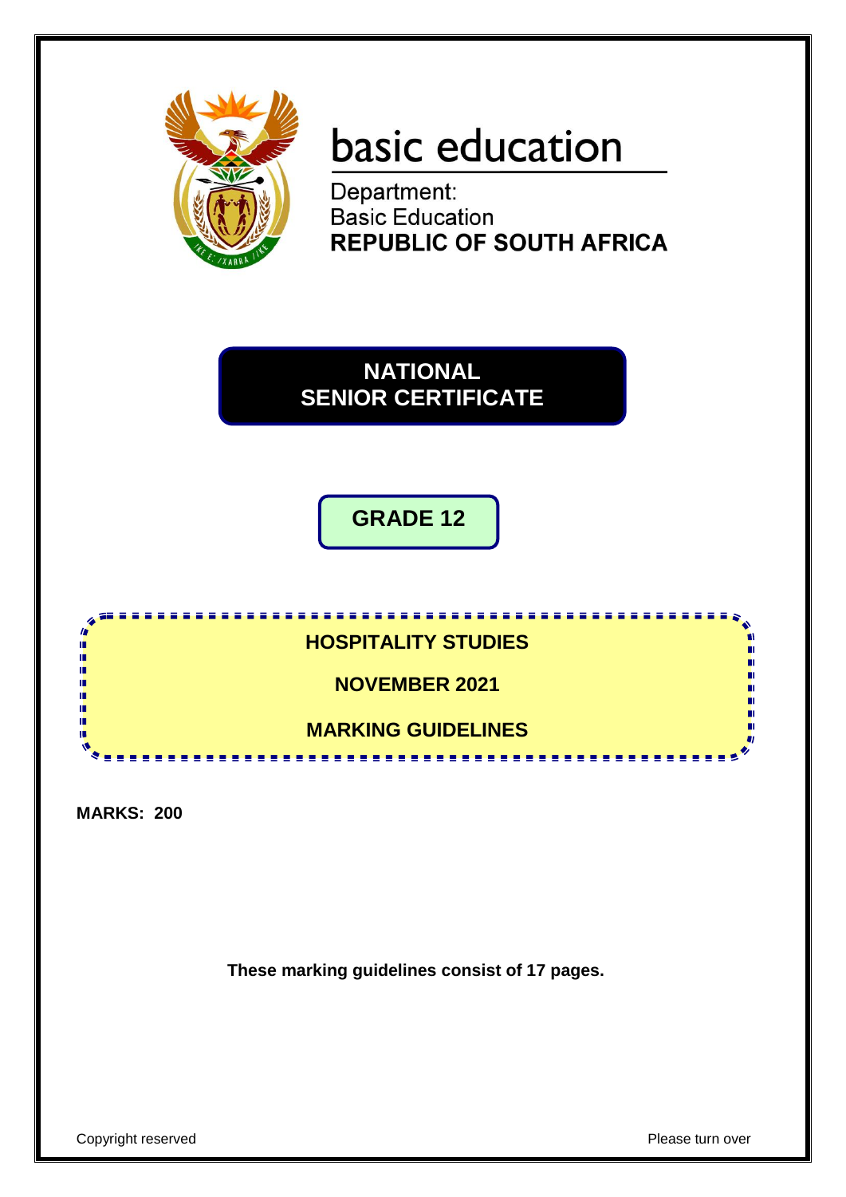basic education

Department:
Basic Education
**REPUBLIC OF SOUTH AFRICA**

# NATIONAL SENIOR CERTIFICATE

## GRADE 12

## HOSPITALITY STUDIES

## NOVEMBER 2021

## MARKING GUIDELINES

**MARKS: 200**

**These marking guidelines consist of 17 pages.**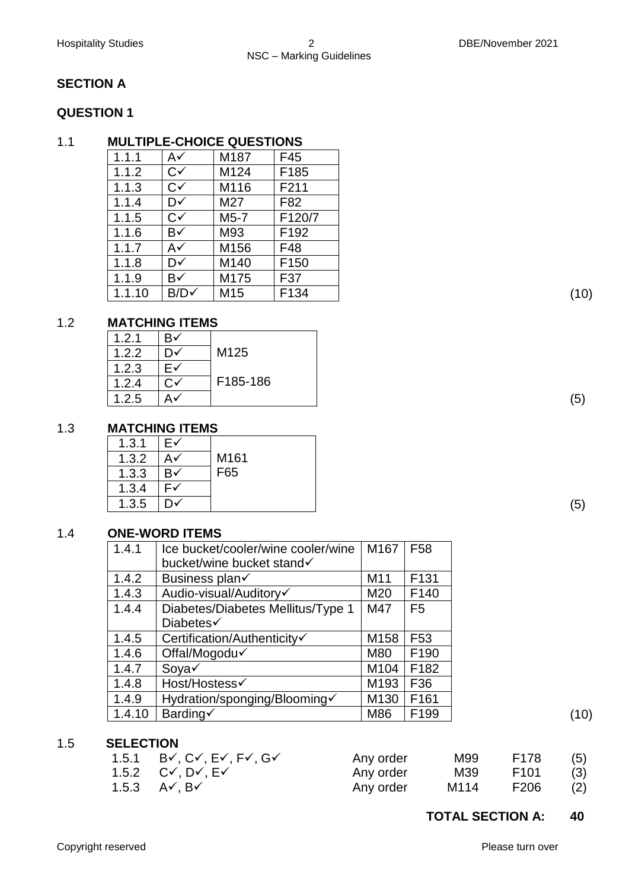## SECTION A

## QUESTION 1

### 1.1 MULTIPLE-CHOICE QUESTIONS

| | | | |
|---|---|---|---|
| 1.1.1 | A✓ | M187 | F45 |
| 1.1.2 | C✓ | M124 | F185 |
| 1.1.3 | C✓ | M116 | F211 |
| 1.1.4 | D✓ | M27 | F82 |
| 1.1.5 | C✓ | M5-7 | F120/7 |
| 1.1.6 | B✓ | M93 | F192 |
| 1.1.7 | A✓ | M156 | F48 |
| 1.1.8 | D✓ | M140 | F150 |
| 1.1.9 | B✓ | M175 | F37 |
| 1.1.10 | B/D✓ | M15 | F134 |

(10)

### 1.2 MATCHING ITEMS

| | | |
|---|---|---|
| 1.2.1 | B✓ | M125 |
| 1.2.2 | D✓ | |
| 1.2.3 | E✓ | F185-186 |
| 1.2.4 | C✓ | |
| 1.2.5 | A✓ | |

(5)

### 1.3 MATCHING ITEMS

| | | |
|---|---|---|
| 1.3.1 | E✓ | M161 |
| 1.3.2 | A✓ | F65 |
| 1.3.3 | B✓ | |
| 1.3.4 | F✓ | |
| 1.3.5 | D✓ | |

(5)

### 1.4 ONE-WORD ITEMS

| | | | |
|---|---|---|---|
| 1.4.1 | Ice bucket/cooler/wine cooler/wine bucket/wine bucket stand✓ | M167 | F58 |
| 1.4.2 | Business plan✓ | M11 | F131 |
| 1.4.3 | Audio-visual/Auditory✓ | M20 | F140 |
| 1.4.4 | Diabetes/Diabetes Mellitus/Type 1 Diabetes✓ | M47 | F5 |
| 1.4.5 | Certification/Authenticity✓ | M158 | F53 |
| 1.4.6 | Offal/Mogodu✓ | M80 | F190 |
| 1.4.7 | Soya✓ | M104 | F182 |
| 1.4.8 | Host/Hostess✓ | M193 | F36 |
| 1.4.9 | Hydration/sponging/Blooming✓ | M130 | F161 |
| 1.4.10 | Barding✓ | M86 | F199 |

(10)

### 1.5 SELECTION

| | | | | | |
|---|---|---|---|---|---|
| 1.5.1 | B✓, C✓, E✓, F✓, G✓ | Any order | M99 | F178 | (5) |
| 1.5.2 | C✓, D✓, E✓ | Any order | M39 | F101 | (3) |
| 1.5.3 | A✓, B✓ | Any order | M114 | F206 | (2) |

**TOTAL SECTION A: 40**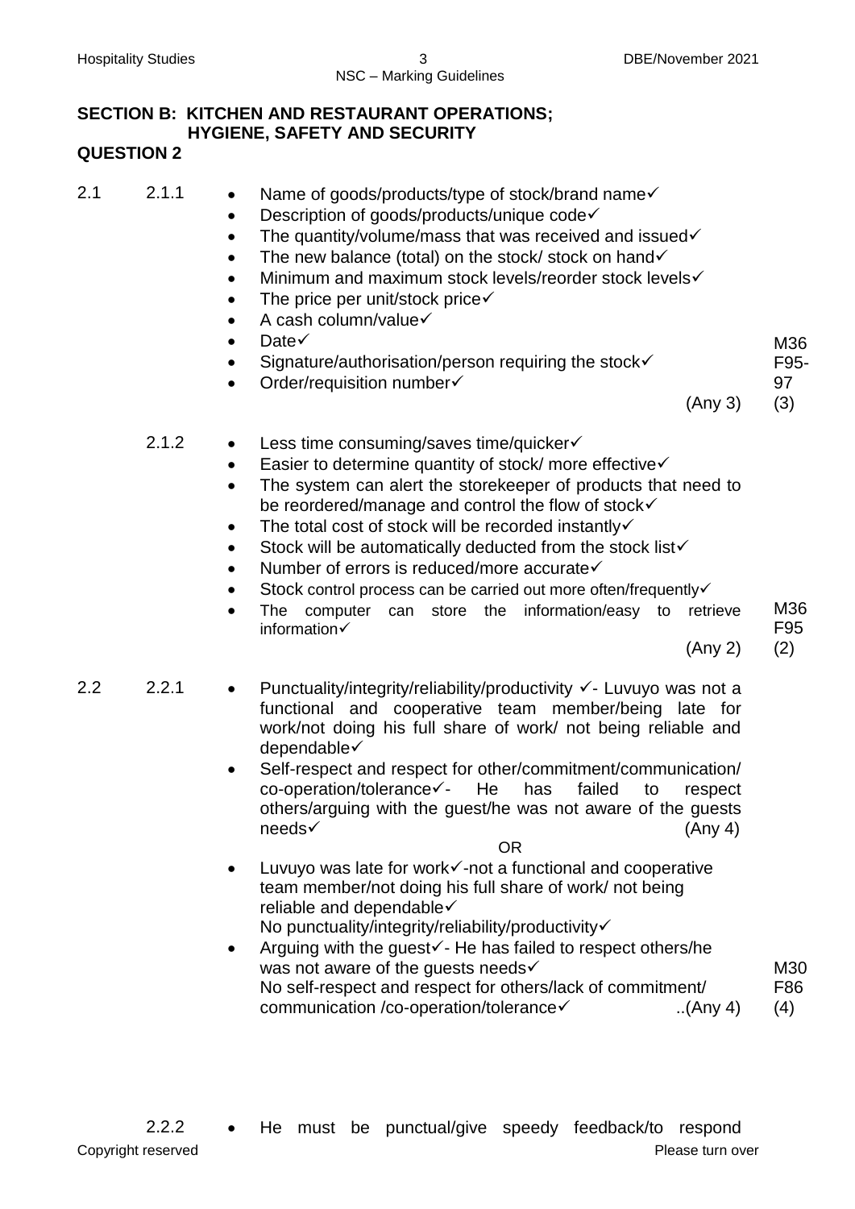## SECTION B: KITCHEN AND RESTAURANT OPERATIONS; HYGIENE, SAFETY AND SECURITY

## QUESTION 2

2.1 2.1.1

- Name of goods/products/type of stock/brand name✓
- Description of goods/products/unique code✓
- The quantity/volume/mass that was received and issued✓
- The new balance (total) on the stock/ stock on hand✓
- Minimum and maximum stock levels/reorder stock levels✓
- The price per unit/stock price✓
- A cash column/value✓
- Date✓
- Signature/authorisation/person requiring the stock✓
- Order/requisition number✓

(Any 3) M36 F95-97 (3)

2.1.2

- Less time consuming/saves time/quicker✓
- Easier to determine quantity of stock/ more effective✓
- The system can alert the storekeeper of products that need to be reordered/manage and control the flow of stock✓
- The total cost of stock will be recorded instantly✓
- Stock will be automatically deducted from the stock list✓
- Number of errors is reduced/more accurate✓
- Stock control process can be carried out more often/frequently✓
- The computer can store the information/easy to retrieve information✓

(Any 2) M36 F95 (2)

2.2 2.2.1

- Punctuality/integrity/reliability/productivity ✓- Luvuyo was not a functional and cooperative team member/being late for work/not doing his full share of work/ not being reliable and dependable✓
- Self-respect and respect for other/commitment/communication/ co-operation/tolerance✓- He has failed to respect others/arguing with the guest/he was not aware of the guests needs✓ (Any 4)

OR

- Luvuyo was late for work✓-not a functional and cooperative team member/not doing his full share of work/ not being reliable and dependable✓
  No punctuality/integrity/reliability/productivity✓
- Arguing with the guest✓- He has failed to respect others/he was not aware of the guests needs✓
  No self-respect and respect for others/lack of commitment/ communication /co-operation/tolerance✓ ..(Any 4)

M30 F86 (4)

2.2.2

- He must be punctual/give speedy feedback/to respond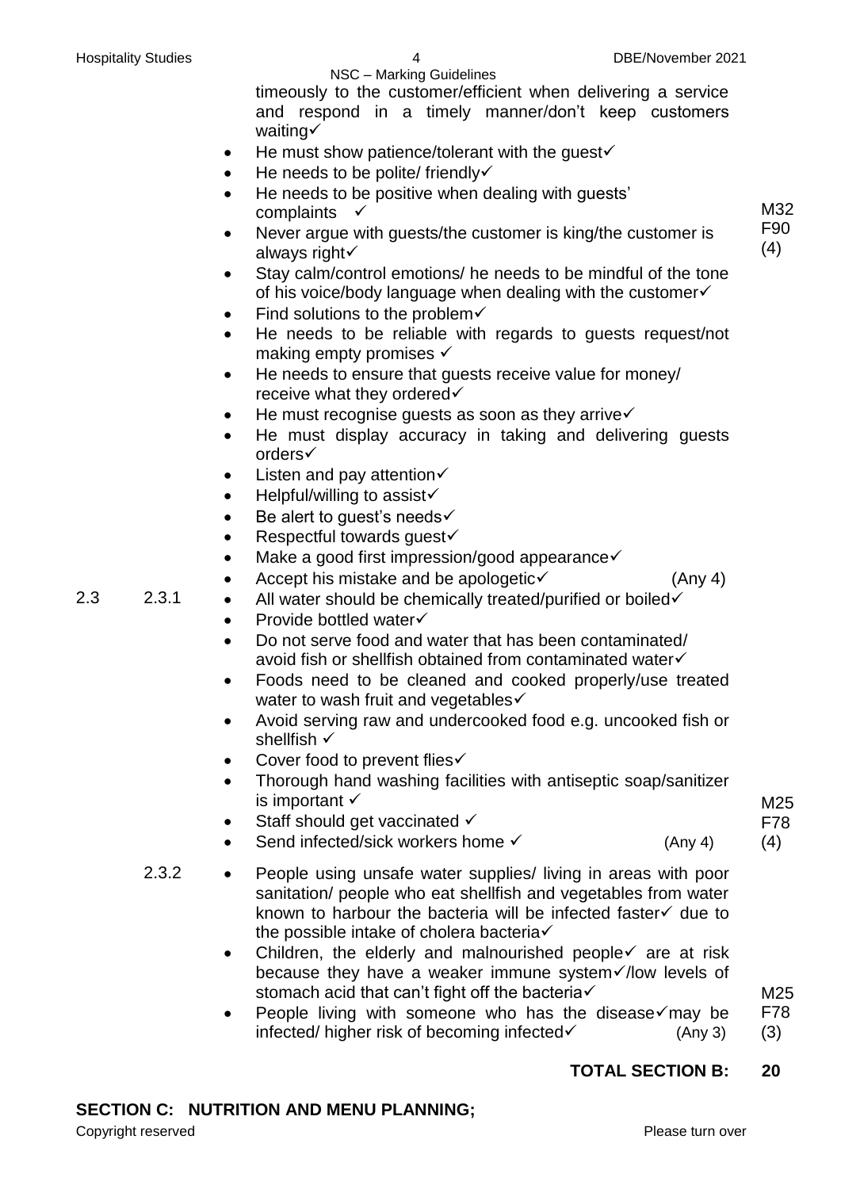timeously to the customer/efficient when delivering a service and respond in a timely manner/don't keep customers waiting✓

- He must show patience/tolerant with the guest✓
- He needs to be polite/ friendly✓
- He needs to be positive when dealing with guests' complaints ✓
- Never argue with guests/the customer is king/the customer is always right✓
- Stay calm/control emotions/ he needs to be mindful of the tone of his voice/body language when dealing with the customer✓
- Find solutions to the problem✓
- He needs to be reliable with regards to guests request/not making empty promises ✓
- He needs to ensure that guests receive value for money/ receive what they ordered✓
- He must recognise guests as soon as they arrive✓
- He must display accuracy in taking and delivering guests orders✓
- Listen and pay attention✓
- Helpful/willing to assist✓
- Be alert to guest's needs✓
- Respectful towards guest✓
- Make a good first impression/good appearance✓
- Accept his mistake and be apologetic✓ (Any 4)

M32 F90 (4)

2.3 2.3.1

- All water should be chemically treated/purified or boiled✓
- Provide bottled water✓
- Do not serve food and water that has been contaminated/ avoid fish or shellfish obtained from contaminated water✓
- Foods need to be cleaned and cooked properly/use treated water to wash fruit and vegetables✓
- Avoid serving raw and undercooked food e.g. uncooked fish or shellfish ✓
- Cover food to prevent flies✓
- Thorough hand washing facilities with antiseptic soap/sanitizer is important ✓
- Staff should get vaccinated ✓
- Send infected/sick workers home ✓ (Any 4)

M25 F78 (4)

2.3.2

- People using unsafe water supplies/ living in areas with poor sanitation/ people who eat shellfish and vegetables from water known to harbour the bacteria will be infected faster✓ due to the possible intake of cholera bacteria✓
- Children, the elderly and malnourished people✓ are at risk because they have a weaker immune system✓/low levels of stomach acid that can't fight off the bacteria✓
- People living with someone who has the disease✓may be infected/ higher risk of becoming infected✓ (Any 3)

M25 F78 (3)

**TOTAL SECTION B: 20**

## SECTION C: NUTRITION AND MENU PLANNING;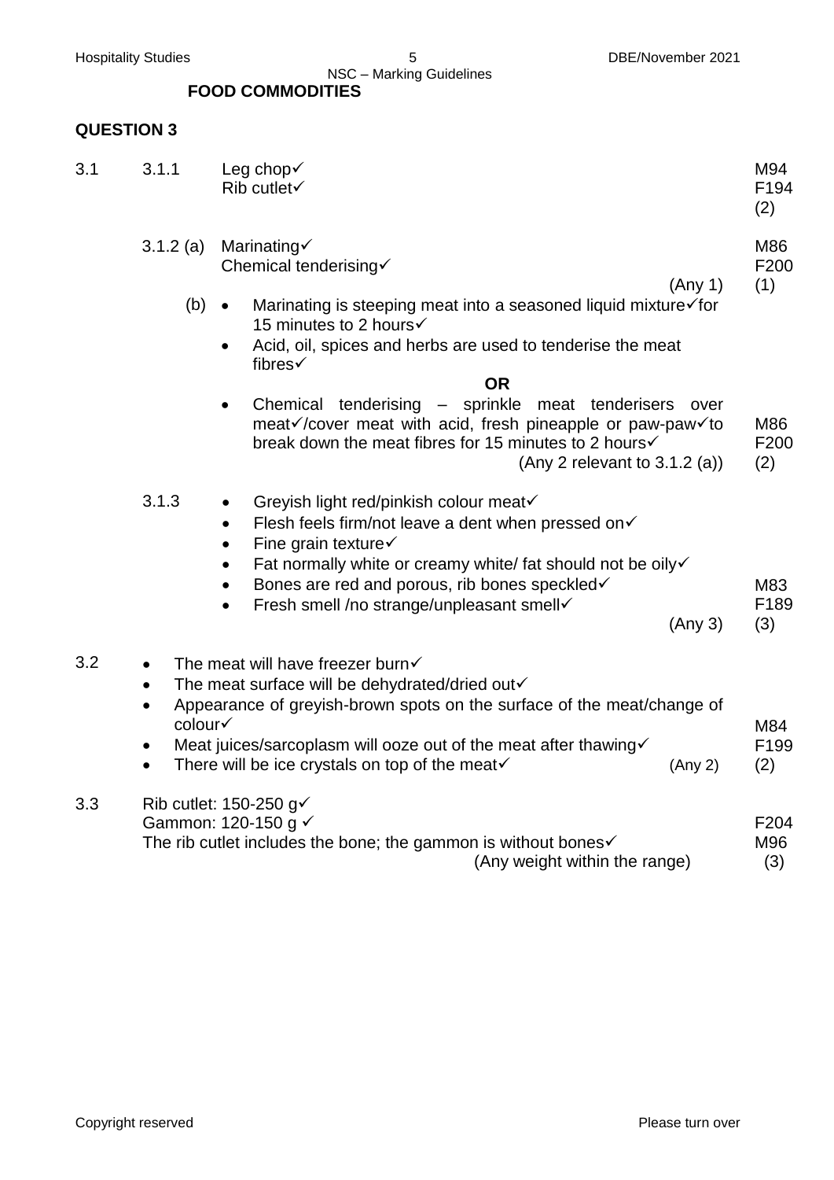**FOOD COMMODITIES**

**QUESTION 3**

3.1 3.1.1 Leg chop✓
Rib cutlet✓ M94 F194 (2)

3.1.2 (a) Marinating✓
Chemical tenderising✓ (Any 1) M86 F200 (1)

(b)
- Marinating is steeping meat into a seasoned liquid mixture✓for 15 minutes to 2 hours✓
- Acid, oil, spices and herbs are used to tenderise the meat fibres✓

**OR**

- Chemical tenderising – sprinkle meat tenderisers over meat✓/cover meat with acid, fresh pineapple or paw-paw✓to break down the meat fibres for 15 minutes to 2 hours✓

(Any 2 relevant to 3.1.2 (a)) M86 F200 (2)

3.1.3
- Greyish light red/pinkish colour meat✓
- Flesh feels firm/not leave a dent when pressed on✓
- Fine grain texture✓
- Fat normally white or creamy white/ fat should not be oily✓
- Bones are red and porous, rib bones speckled✓
- Fresh smell /no strange/unpleasant smell✓

(Any 3) M83 F189 (3)

3.2
- The meat will have freezer burn✓
- The meat surface will be dehydrated/dried out✓
- Appearance of greyish-brown spots on the surface of the meat/change of colour✓
- Meat juices/sarcoplasm will ooze out of the meat after thawing✓
- There will be ice crystals on top of the meat✓

(Any 2) M84 F199 (2)

3.3 Rib cutlet: 150-250 g✓
Gammon: 120-150 g ✓
The rib cutlet includes the bone; the gammon is without bones✓
(Any weight within the range) F204 M96 (3)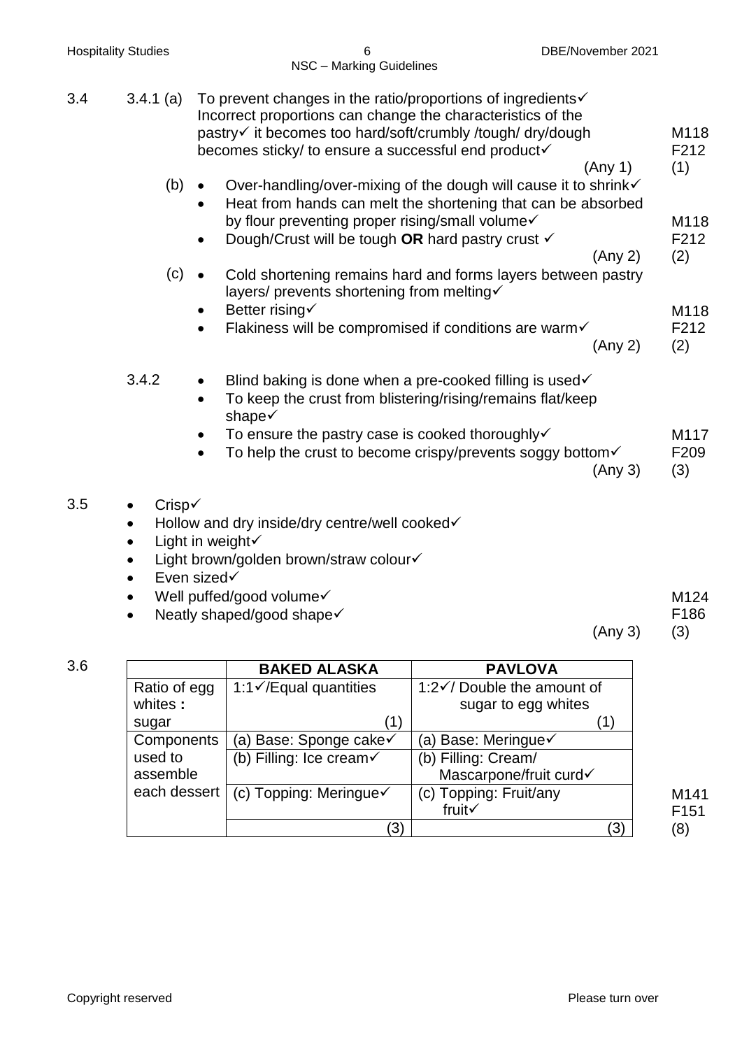3.4 3.4.1 (a) To prevent changes in the ratio/proportions of ingredients✓ Incorrect proportions can change the characteristics of the pastry✓ it becomes too hard/soft/crumbly /tough/ dry/dough becomes sticky/ to ensure a successful end product✓ (Any 1) M118 F212 (1)

(b)
- Over-handling/over-mixing of the dough will cause it to shrink✓
- Heat from hands can melt the shortening that can be absorbed by flour preventing proper rising/small volume✓
- Dough/Crust will be tough **OR** hard pastry crust ✓

(Any 2) M118 F212 (2)

(c)
- Cold shortening remains hard and forms layers between pastry layers/ prevents shortening from melting✓
- Better rising✓
- Flakiness will be compromised if conditions are warm✓

(Any 2) M118 F212 (2)

3.4.2
- Blind baking is done when a pre-cooked filling is used✓
- To keep the crust from blistering/rising/remains flat/keep shape✓
- To ensure the pastry case is cooked thoroughly✓
- To help the crust to become crispy/prevents soggy bottom✓

(Any 3) M117 F209 (3)

3.5
- Crisp✓
- Hollow and dry inside/dry centre/well cooked✓
- Light in weight✓
- Light brown/golden brown/straw colour✓
- Even sized✓
- Well puffed/good volume✓
- Neatly shaped/good shape✓

(Any 3) M124 F186 (3)

3.6

| | BAKED ALASKA | PAVLOVA |
|---|---|---|
| Ratio of egg whites : sugar | 1:1✓/Equal quantities (1) | 1:2✓/ Double the amount of sugar to egg whites (1) |
| Components used to assemble each dessert | (a) Base: Sponge cake✓ | (a) Base: Meringue✓ |
| | (b) Filling: Ice cream✓ | (b) Filling: Cream/ Mascarpone/fruit curd✓ |
| | (c) Topping: Meringue✓ | (c) Topping: Fruit/any fruit✓ |
| | (3) | (3) |

M141 F151 (8)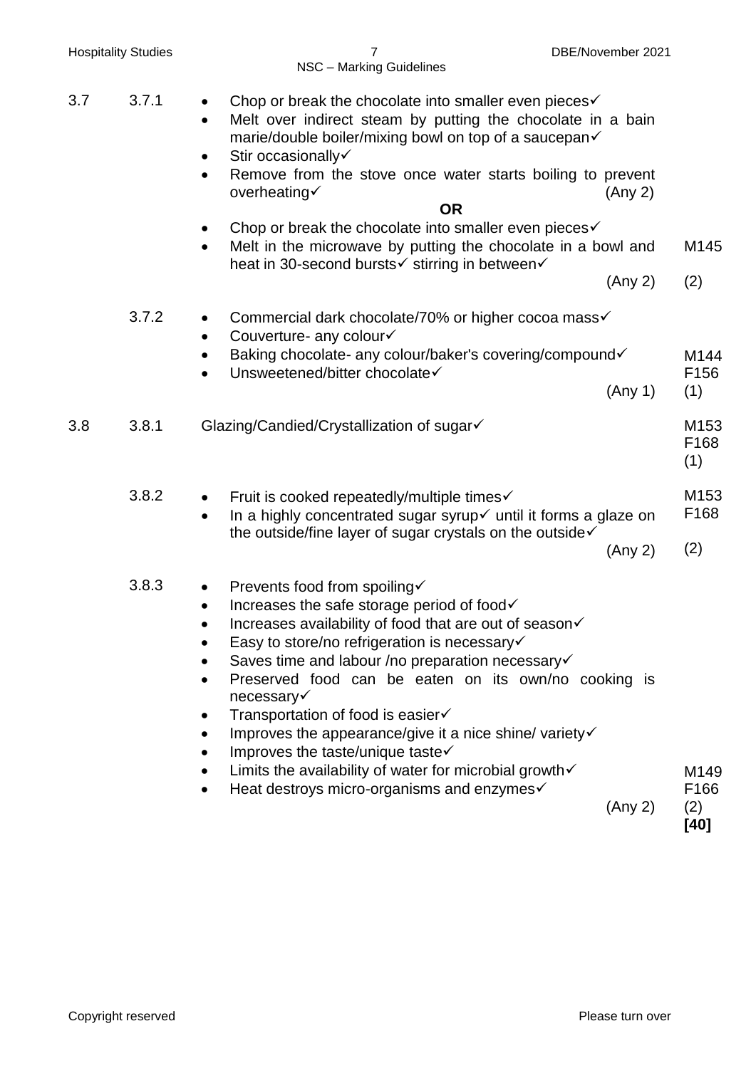| | | | |
|---|---|---|---|
| 3.7 | 3.7.1 | • Chop or break the chocolate into smaller even pieces✓<br>• Melt over indirect steam by putting the chocolate in a bain marie/double boiler/mixing bowl on top of a saucepan✓<br>• Stir occasionally✓<br>• Remove from the stove once water starts boiling to prevent overheating✓ (Any 2)<br>**OR**<br>• Chop or break the chocolate into smaller even pieces✓<br>• Melt in the microwave by putting the chocolate in a bowl and heat in 30-second bursts✓ stirring in between✓ (Any 2) | M145<br>(2) |
| | 3.7.2 | • Commercial dark chocolate/70% or higher cocoa mass✓<br>• Couverture- any colour✓<br>• Baking chocolate- any colour/baker's covering/compound✓<br>• Unsweetened/bitter chocolate✓ (Any 1) | M144<br>F156<br>(1) |
| 3.8 | 3.8.1 | Glazing/Candied/Crystallization of sugar✓ | M153<br>F168<br>(1) |
| | 3.8.2 | • Fruit is cooked repeatedly/multiple times✓<br>• In a highly concentrated sugar syrup✓ until it forms a glaze on the outside/fine layer of sugar crystals on the outside✓ (Any 2) | M153<br>F168<br>(2) |
| | 3.8.3 | • Prevents food from spoiling✓<br>• Increases the safe storage period of food✓<br>• Increases availability of food that are out of season✓<br>• Easy to store/no refrigeration is necessary✓<br>• Saves time and labour /no preparation necessary✓<br>• Preserved food can be eaten on its own/no cooking is necessary✓<br>• Transportation of food is easier✓<br>• Improves the appearance/give it a nice shine/ variety✓<br>• Improves the taste/unique taste✓<br>• Limits the availability of water for microbial growth✓<br>• Heat destroys micro-organisms and enzymes✓ (Any 2) | M149<br>F166<br>(2)<br>**[40]** |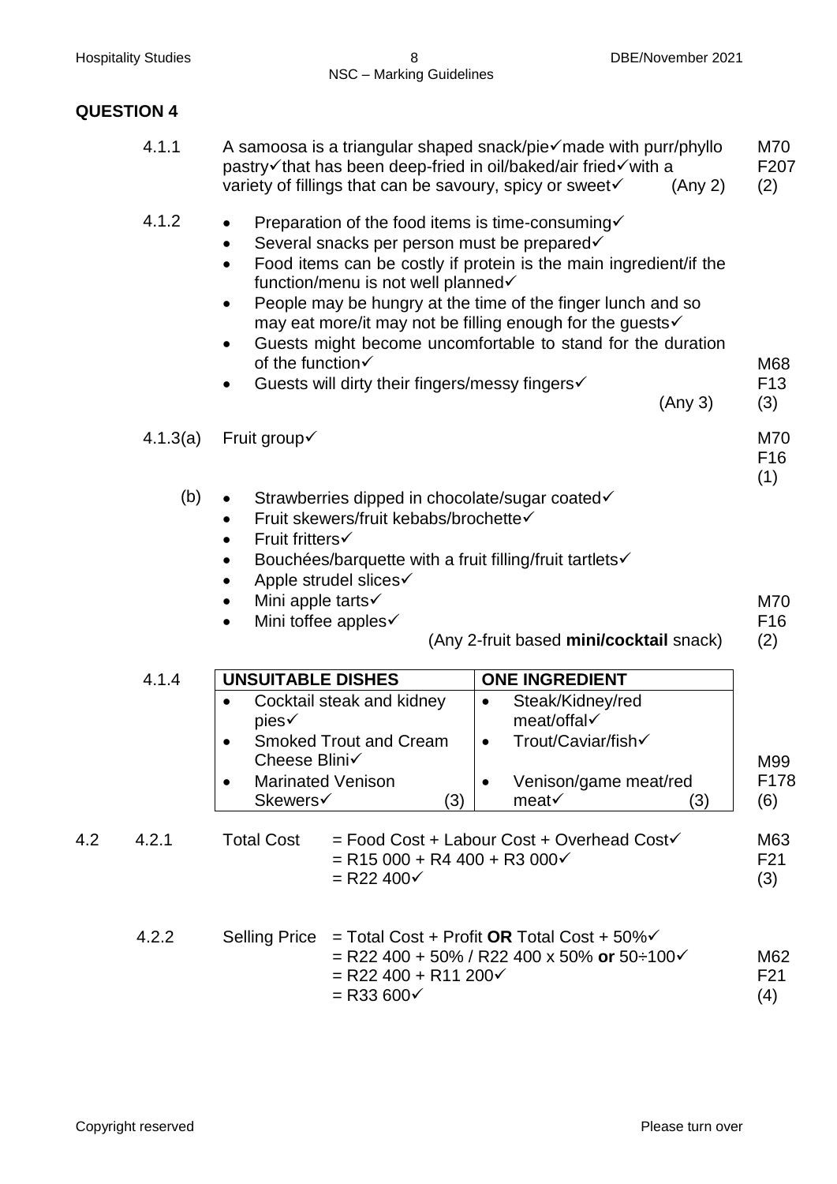## QUESTION 4

**4.1.1** A samoosa is a triangular shaped snack/pie✓made with purr/phyllo pastry✓that has been deep-fried in oil/baked/air fried✓with a variety of fillings that can be savoury, spicy or sweet✓ (Any 2) — M70 F207 (2)

**4.1.2**

- Preparation of the food items is time-consuming✓
- Several snacks per person must be prepared✓
- Food items can be costly if protein is the main ingredient/if the function/menu is not well planned✓
- People may be hungry at the time of the finger lunch and so may eat more/it may not be filling enough for the guests✓
- Guests might become uncomfortable to stand for the duration of the function✓
- Guests will dirty their fingers/messy fingers✓

(Any 3) — M68 F13 (3)

**4.1.3(a)** Fruit group✓ — M70 F16 (1)

**(b)**

- Strawberries dipped in chocolate/sugar coated✓
- Fruit skewers/fruit kebabs/brochette✓
- Fruit fritters✓
- Bouchées/barquette with a fruit filling/fruit tartlets✓
- Apple strudel slices✓
- Mini apple tarts✓
- Mini toffee apples✓

(Any 2-fruit based **mini/cocktail** snack) — M70 F16 (2)

**4.1.4**

| UNSUITABLE DISHES | ONE INGREDIENT |
|---|---|
| • Cocktail steak and kidney pies✓ | • Steak/Kidney/red meat/offal✓ |
| • Smoked Trout and Cream Cheese Blini✓ | • Trout/Caviar/fish✓ |
| • Marinated Venison Skewers✓ (3) | • Venison/game meat/red meat✓ (3) |

M99 F178 (6)

**4.2**

**4.2.1** Total Cost = Food Cost + Labour Cost + Overhead Cost✓
= R15 000 + R4 400 + R3 000✓
= R22 400✓

M63 F21 (3)

**4.2.2** Selling Price = Total Cost + Profit **OR** Total Cost + 50%✓
= R22 400 + 50% / R22 400 x 50% **or** 50÷100✓
= R22 400 + R11 200✓
= R33 600✓

M62 F21 (4)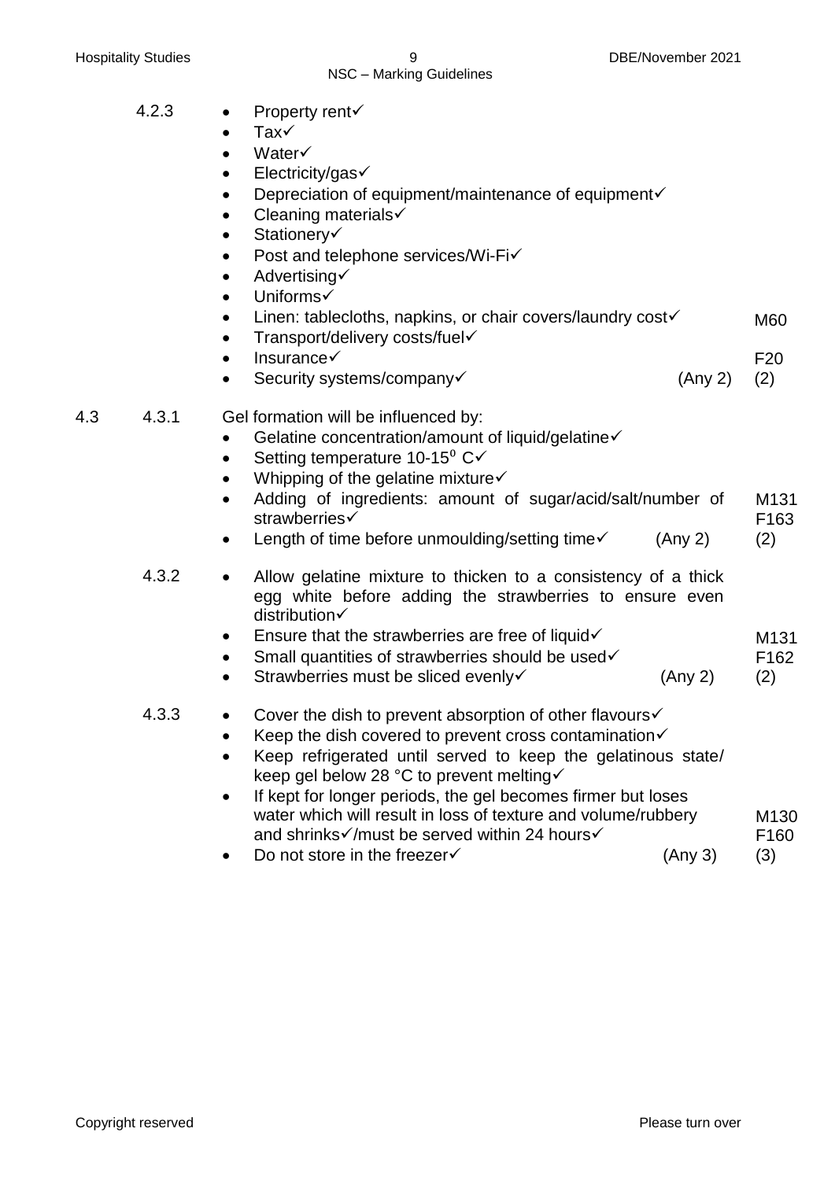4.2.3

- Property rent✓
- Tax✓
- Water✓
- Electricity/gas✓
- Depreciation of equipment/maintenance of equipment✓
- Cleaning materials✓
- Stationery✓
- Post and telephone services/Wi-Fi✓
- Advertising✓
- Uniforms✓
- Linen: tablecloths, napkins, or chair covers/laundry cost✓
- Transport/delivery costs/fuel✓
- Insurance✓
- Security systems/company✓ (Any 2)

M60 F20 (2)

4.3 4.3.1 Gel formation will be influenced by:

- Gelatine concentration/amount of liquid/gelatine✓
- Setting temperature 10-15$^0$ C✓
- Whipping of the gelatine mixture✓
- Adding of ingredients: amount of sugar/acid/salt/number of strawberries✓
- Length of time before unmoulding/setting time✓ (Any 2)

M131 F163 (2)

4.3.2

- Allow gelatine mixture to thicken to a consistency of a thick egg white before adding the strawberries to ensure even distribution✓
- Ensure that the strawberries are free of liquid✓
- Small quantities of strawberries should be used✓
- Strawberries must be sliced evenly✓ (Any 2)

M131 F162 (2)

4.3.3

- Cover the dish to prevent absorption of other flavours✓
- Keep the dish covered to prevent cross contamination✓
- Keep refrigerated until served to keep the gelatinous state/ keep gel below 28 °C to prevent melting✓
- If kept for longer periods, the gel becomes firmer but loses water which will result in loss of texture and volume/rubbery and shrinks✓/must be served within 24 hours✓
- Do not store in the freezer✓ (Any 3)

M130 F160 (3)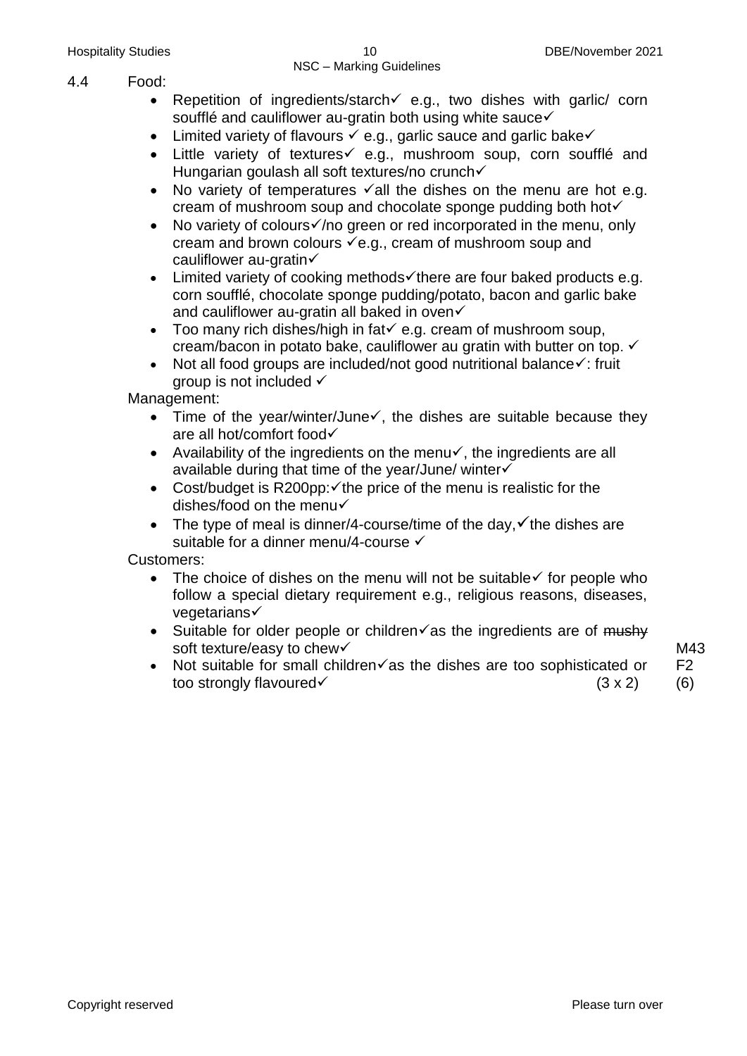4.4 Food:

- Repetition of ingredients/starch✓ e.g., two dishes with garlic/ corn soufflé and cauliflower au-gratin both using white sauce✓
- Limited variety of flavours ✓ e.g., garlic sauce and garlic bake✓
- Little variety of textures✓ e.g., mushroom soup, corn soufflé and Hungarian goulash all soft textures/no crunch✓
- No variety of temperatures ✓all the dishes on the menu are hot e.g. cream of mushroom soup and chocolate sponge pudding both hot✓
- No variety of colours✓/no green or red incorporated in the menu, only cream and brown colours ✓e.g., cream of mushroom soup and cauliflower au-gratin✓
- Limited variety of cooking methods✓there are four baked products e.g. corn soufflé, chocolate sponge pudding/potato, bacon and garlic bake and cauliflower au-gratin all baked in oven✓
- Too many rich dishes/high in fat✓ e.g. cream of mushroom soup, cream/bacon in potato bake, cauliflower au gratin with butter on top. ✓
- Not all food groups are included/not good nutritional balance✓: fruit group is not included ✓

Management:

- Time of the year/winter/June✓, the dishes are suitable because they are all hot/comfort food✓
- Availability of the ingredients on the menu✓, the ingredients are all available during that time of the year/June/ winter✓
- Cost/budget is R200pp:✓the price of the menu is realistic for the dishes/food on the menu✓
- The type of meal is dinner/4-course/time of the day,✓the dishes are suitable for a dinner menu/4-course ✓

Customers:

- The choice of dishes on the menu will not be suitable✓ for people who follow a special dietary requirement e.g., religious reasons, diseases, vegetarians✓
- Suitable for older people or children✓as the ingredients are of ~~mushy~~ soft texture/easy to chew✓
- Not suitable for small children✓as the dishes are too sophisticated or too strongly flavoured✓ (3 x 2) (6)

M43
F2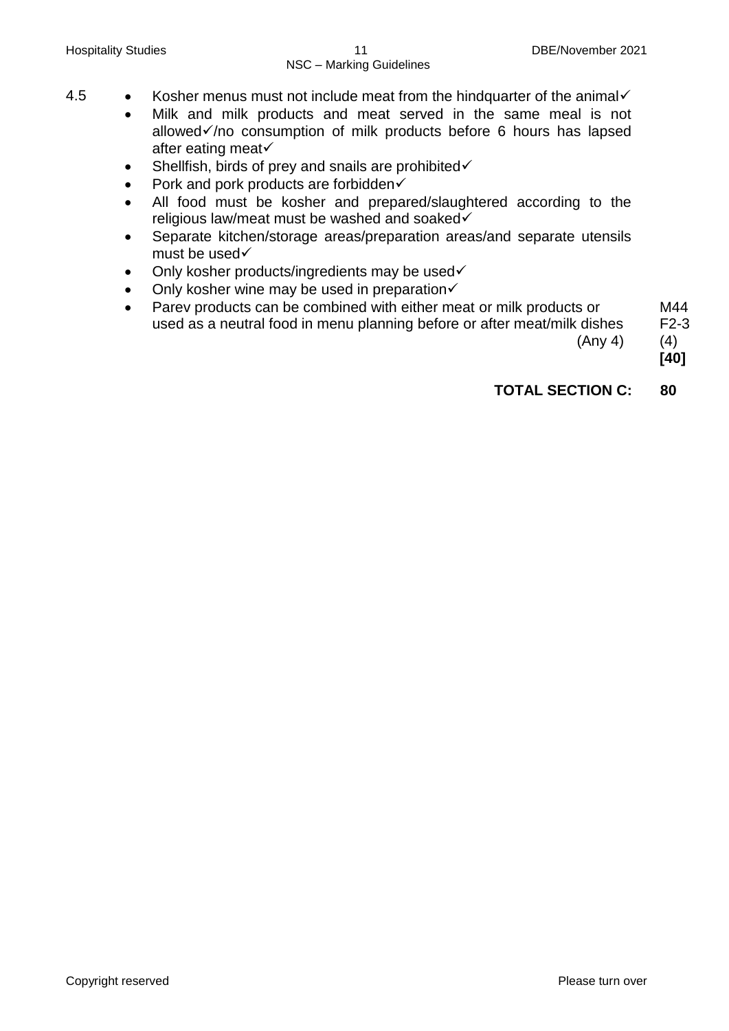4.5

- Kosher menus must not include meat from the hindquarter of the animal✓
- Milk and milk products and meat served in the same meal is not allowed✓/no consumption of milk products before 6 hours has lapsed after eating meat✓
- Shellfish, birds of prey and snails are prohibited✓
- Pork and pork products are forbidden✓
- All food must be kosher and prepared/slaughtered according to the religious law/meat must be washed and soaked✓
- Separate kitchen/storage areas/preparation areas/and separate utensils must be used✓
- Only kosher products/ingredients may be used✓
- Only kosher wine may be used in preparation✓
- Parev products can be combined with either meat or milk products or used as a neutral food in menu planning before or after meat/milk dishes

M44
F2-3

(Any 4) (4)

**[40]**

**TOTAL SECTION C: 80**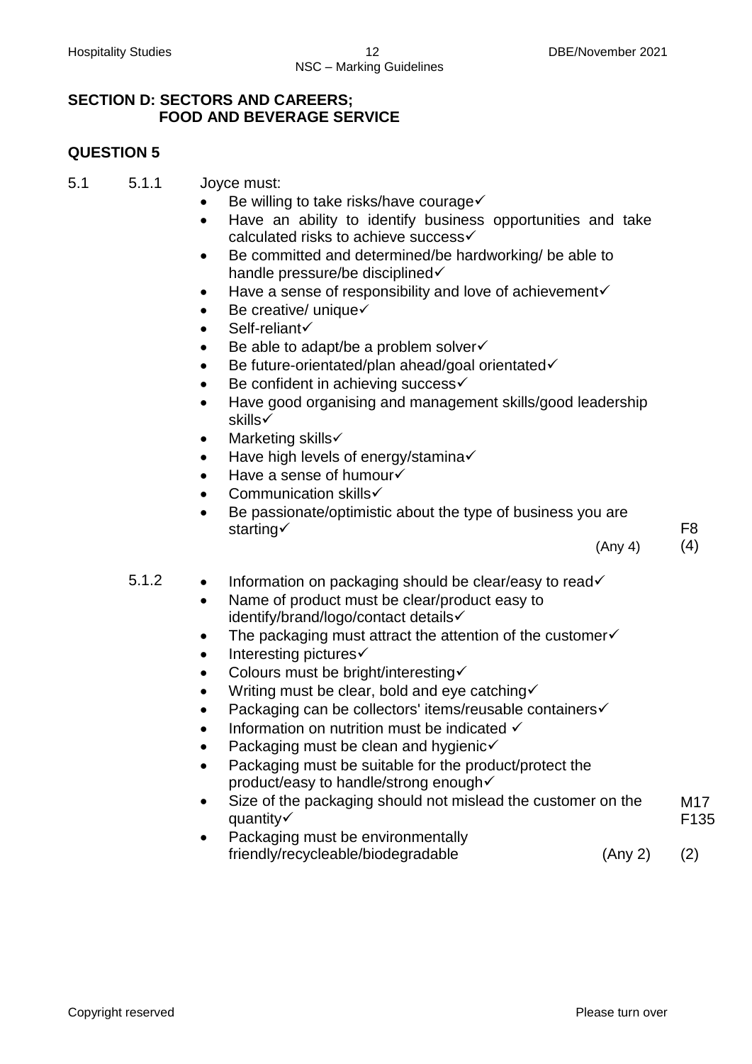## SECTION D: SECTORS AND CAREERS; FOOD AND BEVERAGE SERVICE

## QUESTION 5

5.1 5.1.1 Joyce must:

- Be willing to take risks/have courage✓
- Have an ability to identify business opportunities and take calculated risks to achieve success✓
- Be committed and determined/be hardworking/ be able to handle pressure/be disciplined✓
- Have a sense of responsibility and love of achievement✓
- Be creative/ unique✓
- Self-reliant✓
- Be able to adapt/be a problem solver✓
- Be future-orientated/plan ahead/goal orientated✓
- Be confident in achieving success✓
- Have good organising and management skills/good leadership skills✓
- Marketing skills✓
- Have high levels of energy/stamina✓
- Have a sense of humour✓
- Communication skills✓
- Be passionate/optimistic about the type of business you are starting✓

(Any 4) F8 (4)

5.1.2

- Information on packaging should be clear/easy to read✓
- Name of product must be clear/product easy to identify/brand/logo/contact details✓
- The packaging must attract the attention of the customer✓
- Interesting pictures✓
- Colours must be bright/interesting✓
- Writing must be clear, bold and eye catching✓
- Packaging can be collectors' items/reusable containers✓
- Information on nutrition must be indicated ✓
- Packaging must be clean and hygienic✓
- Packaging must be suitable for the product/protect the product/easy to handle/strong enough✓
- Size of the packaging should not mislead the customer on the quantity✓
- Packaging must be environmentally friendly/recycleable/biodegradable

(Any 2) M17 F135 (2)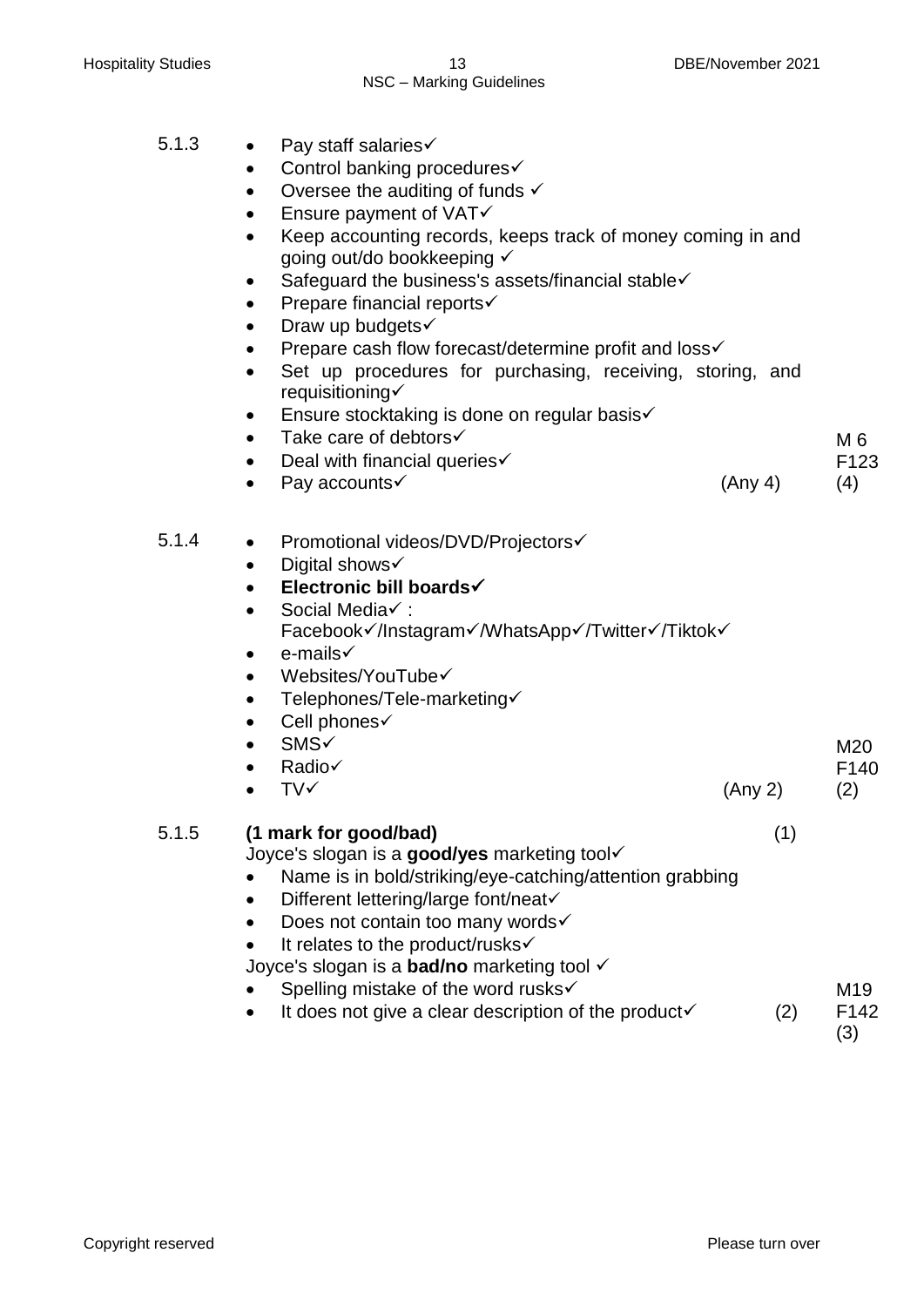5.1.3

- Pay staff salaries✓
- Control banking procedures✓
- Oversee the auditing of funds ✓
- Ensure payment of VAT✓
- Keep accounting records, keeps track of money coming in and going out/do bookkeeping ✓
- Safeguard the business's assets/financial stable✓
- Prepare financial reports✓
- Draw up budgets✓
- Prepare cash flow forecast/determine profit and loss✓
- Set up procedures for purchasing, receiving, storing, and requisitioning✓
- Ensure stocktaking is done on regular basis✓
- Take care of debtors✓
- Deal with financial queries✓
- Pay accounts✓ (Any 4)

M 6
F123
(4)

5.1.4

- Promotional videos/DVD/Projectors✓
- Digital shows✓
- **Electronic bill boards✓**
- Social Media✓ : Facebook✓/Instagram✓/WhatsApp✓/Twitter✓/Tiktok✓
- e-mails✓
- Websites/YouTube✓
- Telephones/Tele-marketing✓
- Cell phones✓
- SMS✓
- Radio✓
- TV✓ (Any 2)

M20
F140
(2)

5.1.5

**(1 mark for good/bad)** (1)

Joyce's slogan is a **good/yes** marketing tool✓

- Name is in bold/striking/eye-catching/attention grabbing
- Different lettering/large font/neat✓
- Does not contain too many words✓
- It relates to the product/rusks✓

Joyce's slogan is a **bad/no** marketing tool ✓

- Spelling mistake of the word rusks✓
- It does not give a clear description of the product✓ (2)

M19
F142
(3)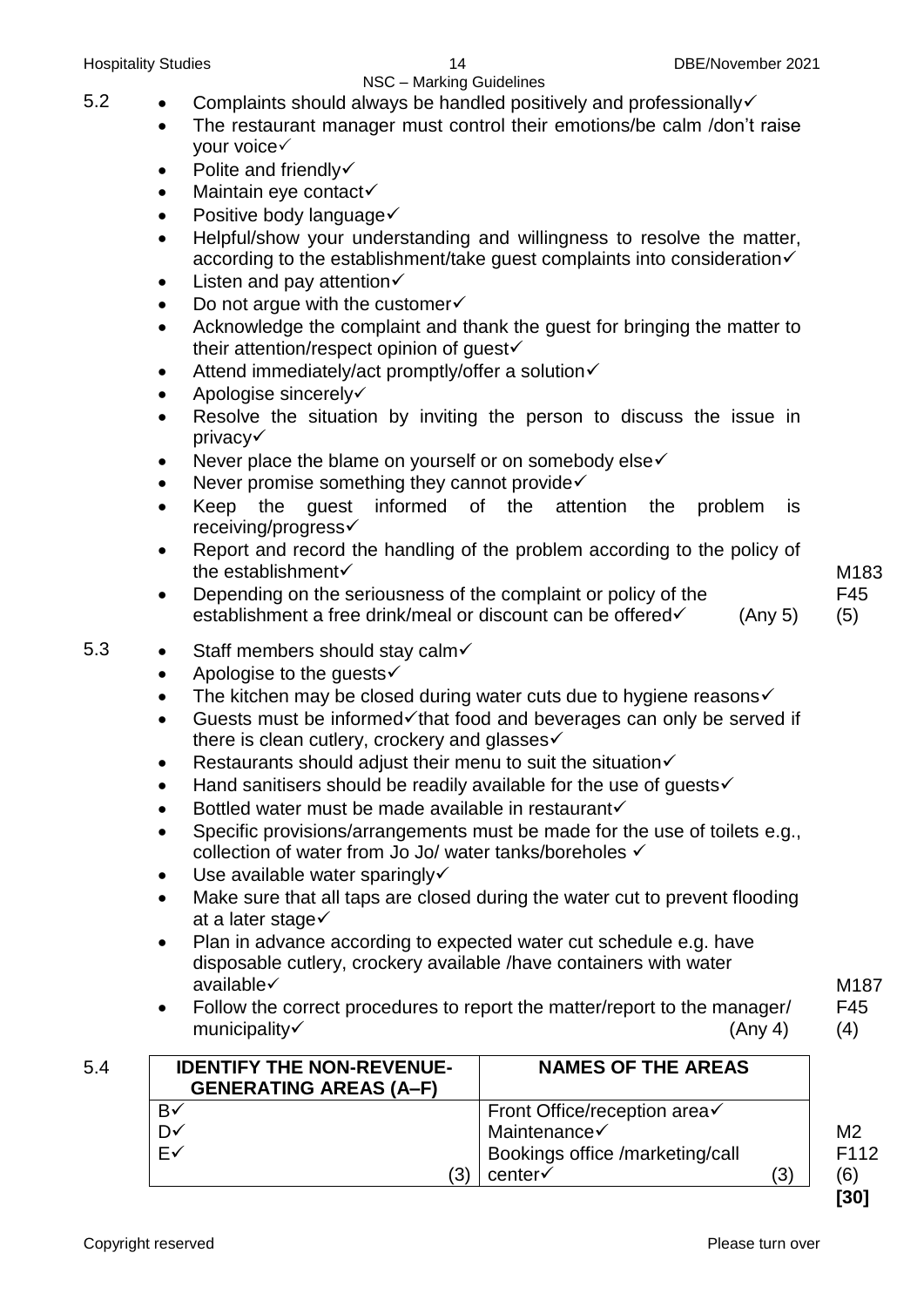5.2

- Complaints should always be handled positively and professionally✓
- The restaurant manager must control their emotions/be calm /don't raise your voice✓
- Polite and friendly✓
- Maintain eye contact✓
- Positive body language✓
- Helpful/show your understanding and willingness to resolve the matter, according to the establishment/take guest complaints into consideration✓
- Listen and pay attention✓
- Do not argue with the customer✓
- Acknowledge the complaint and thank the guest for bringing the matter to their attention/respect opinion of guest✓
- Attend immediately/act promptly/offer a solution✓
- Apologise sincerely✓
- Resolve the situation by inviting the person to discuss the issue in privacy✓
- Never place the blame on yourself or on somebody else✓
- Never promise something they cannot provide✓
- Keep the guest informed of the attention the problem is receiving/progress✓
- Report and record the handling of the problem according to the policy of the establishment✓
- Depending on the seriousness of the complaint or policy of the establishment a free drink/meal or discount can be offered✓ (Any 5)

M183 F45 (5)

5.3

- Staff members should stay calm✓
- Apologise to the guests✓
- The kitchen may be closed during water cuts due to hygiene reasons✓
- Guests must be informed✓that food and beverages can only be served if there is clean cutlery, crockery and glasses✓
- Restaurants should adjust their menu to suit the situation✓
- Hand sanitisers should be readily available for the use of guests✓
- Bottled water must be made available in restaurant✓
- Specific provisions/arrangements must be made for the use of toilets e.g., collection of water from Jo Jo/ water tanks/boreholes ✓
- Use available water sparingly✓
- Make sure that all taps are closed during the water cut to prevent flooding at a later stage✓
- Plan in advance according to expected water cut schedule e.g. have disposable cutlery, crockery available /have containers with water available✓
- Follow the correct procedures to report the matter/report to the manager/ municipality✓ (Any 4)

M187 F45 (4)

5.4

| IDENTIFY THE NON-REVENUE-GENERATING AREAS (A–F) | NAMES OF THE AREAS |
|---|---|
| B✓ | Front Office/reception area✓ |
| D✓ | Maintenance✓ |
| E✓ (3) | Bookings office /marketing/call center✓ (3) |

M2 F112 (6)

**[30]**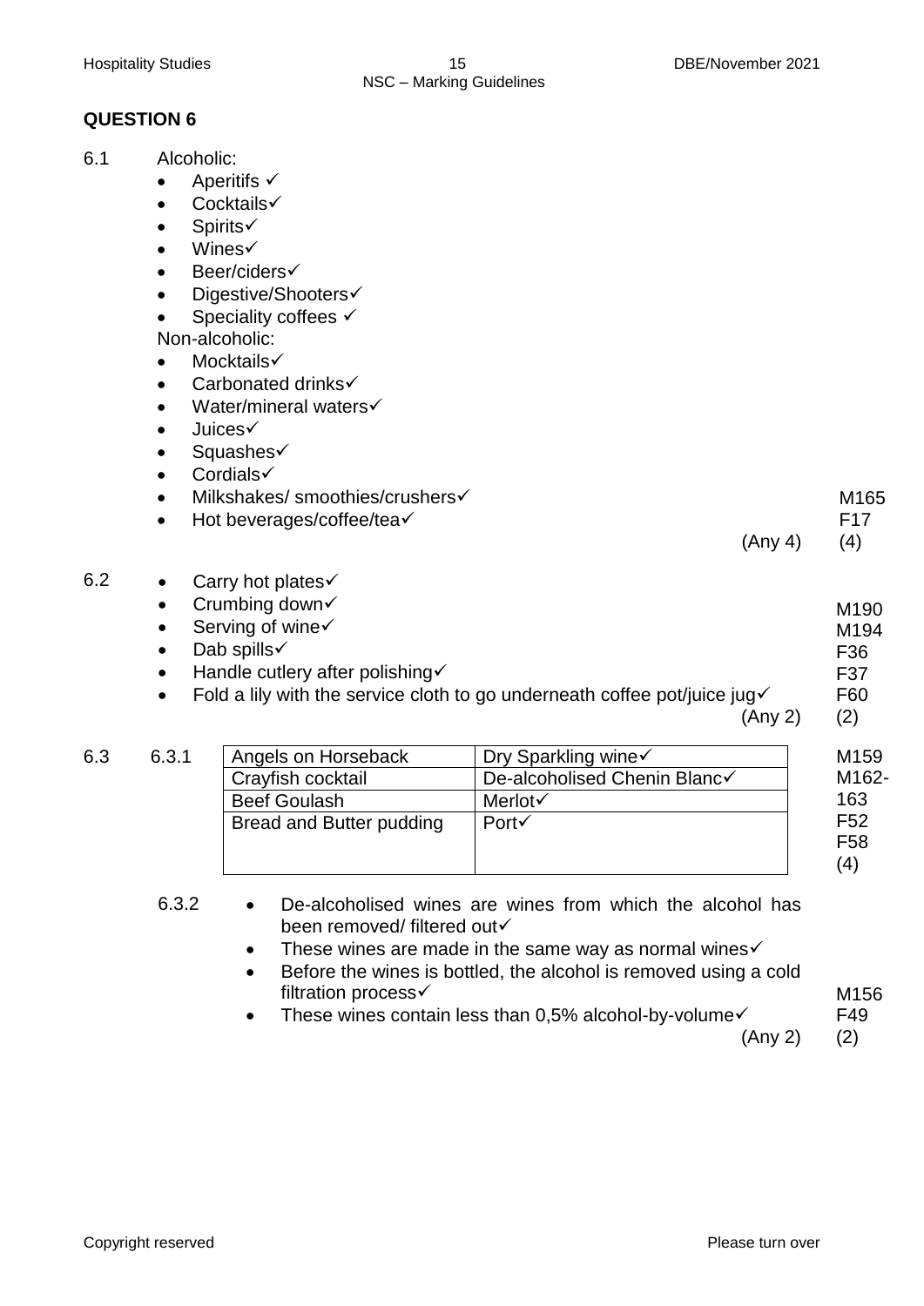## QUESTION 6

6.1 Alcoholic:

- Aperitifs ✓
- Cocktails✓
- Spirits✓
- Wines✓
- Beer/ciders✓
- Digestive/Shooters✓
- Speciality coffees ✓

Non-alcoholic:

- Mocktails✓
- Carbonated drinks✓
- Water/mineral waters✓
- Juices✓
- Squashes✓
- Cordials✓
- Milkshakes/ smoothies/crushers✓
- Hot beverages/coffee/tea✓

(Any 4) M165 F17 (4)

6.2

- Carry hot plates✓
- Crumbing down✓
- Serving of wine✓
- Dab spills✓
- Handle cutlery after polishing✓
- Fold a lily with the service cloth to go underneath coffee pot/juice jug✓

(Any 2) M190 M194 F36 F37 F60 (2)

6.3 6.3.1

| Angels on Horseback | Dry Sparkling wine✓ |
|---|---|
| Crayfish cocktail | De-alcoholised Chenin Blanc✓ |
| Beef Goulash | Merlot✓ |
| Bread and Butter pudding | Port✓ |

M159 M162-163 F52 F58 (4)

6.3.2

- De-alcoholised wines are wines from which the alcohol has been removed/ filtered out✓
- These wines are made in the same way as normal wines✓
- Before the wines is bottled, the alcohol is removed using a cold filtration process✓
- These wines contain less than 0,5% alcohol-by-volume✓

(Any 2) M156 F49 (2)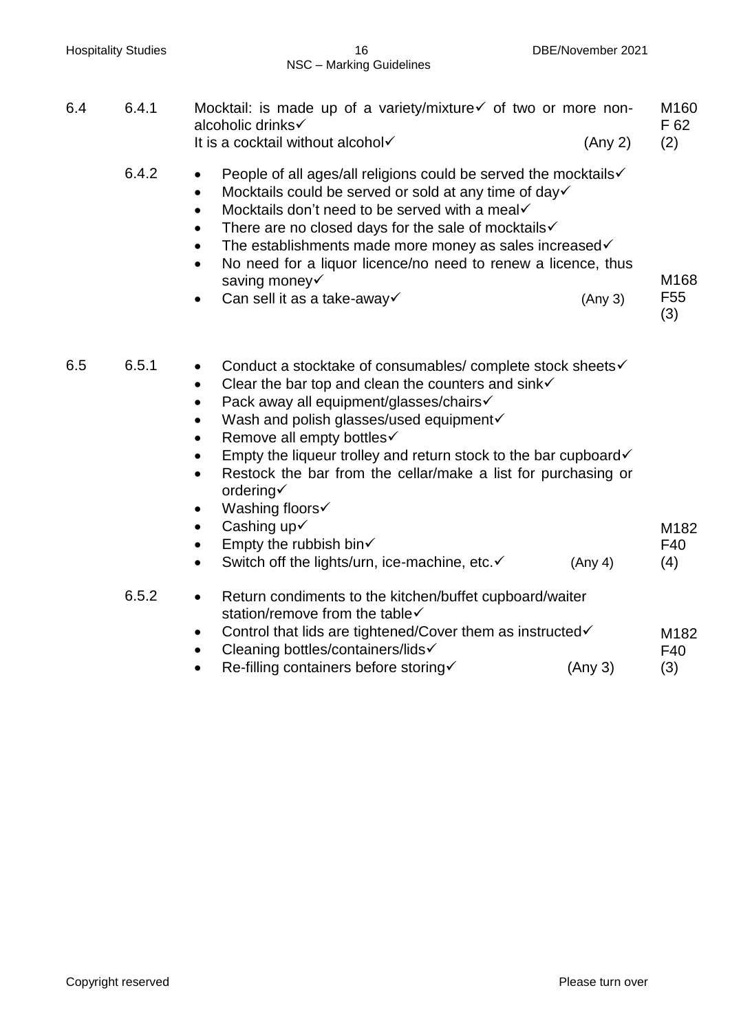| | | | |
|---|---|---|---|
| 6.4 | 6.4.1 | Mocktail: is made up of a variety/mixture✓ of two or more non-alcoholic drinks✓<br>It is a cocktail without alcohol✓ (Any 2) | M160<br>F 62<br>(2) |
| | 6.4.2 | • People of all ages/all religions could be served the mocktails✓<br>• Mocktails could be served or sold at any time of day✓<br>• Mocktails don't need to be served with a meal✓<br>• There are no closed days for the sale of mocktails✓<br>• The establishments made more money as sales increased✓<br>• No need for a liquor licence/no need to renew a licence, thus saving money✓<br>• Can sell it as a take-away✓ (Any 3) | M168<br>F55<br>(3) |
| 6.5 | 6.5.1 | • Conduct a stocktake of consumables/ complete stock sheets✓<br>• Clear the bar top and clean the counters and sink✓<br>• Pack away all equipment/glasses/chairs✓<br>• Wash and polish glasses/used equipment✓<br>• Remove all empty bottles✓<br>• Empty the liqueur trolley and return stock to the bar cupboard✓<br>• Restock the bar from the cellar/make a list for purchasing or ordering✓<br>• Washing floors✓<br>• Cashing up✓<br>• Empty the rubbish bin✓<br>• Switch off the lights/urn, ice-machine, etc.✓ (Any 4) | M182<br>F40<br>(4) |
| | 6.5.2 | • Return condiments to the kitchen/buffet cupboard/waiter station/remove from the table✓<br>• Control that lids are tightened/Cover them as instructed✓<br>• Cleaning bottles/containers/lids✓<br>• Re-filling containers before storing✓ (Any 3) | M182<br>F40<br>(3) |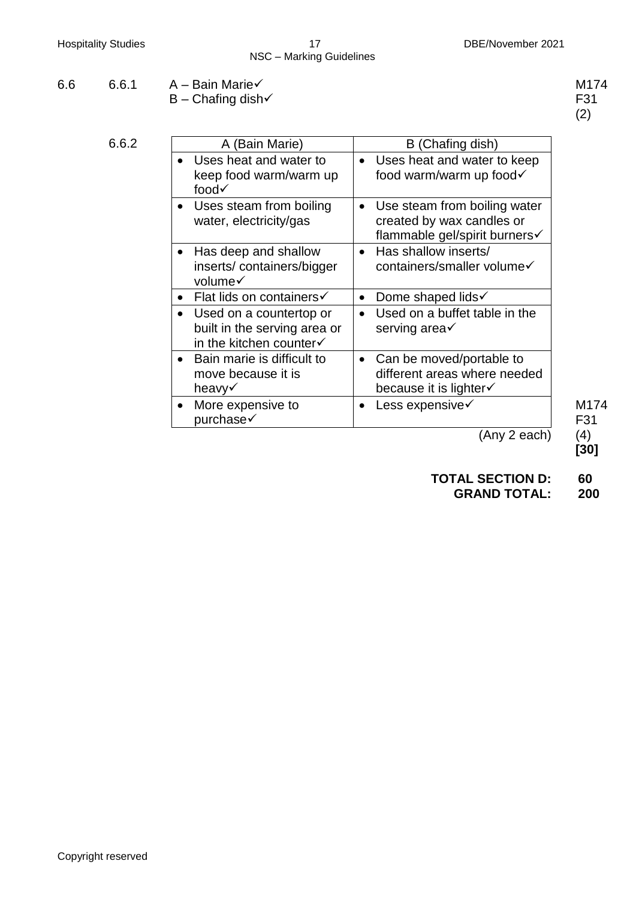6.6 6.6.1 A – Bain Marie✓ M174
B – Chafing dish✓ F31
(2)

6.6.2

| A (Bain Marie) | B (Chafing dish) |
|---|---|
| • Uses heat and water to keep food warm/warm up food✓ | • Uses heat and water to keep food warm/warm up food✓ |
| • Uses steam from boiling water, electricity/gas | • Use steam from boiling water created by wax candles or flammable gel/spirit burners✓ |
| • Has deep and shallow inserts/ containers/bigger volume✓ | • Has shallow inserts/ containers/smaller volume✓ |
| • Flat lids on containers✓ | • Dome shaped lids✓ |
| • Used on a countertop or built in the serving area or in the kitchen counter✓ | • Used on a buffet table in the serving area✓ |
| • Bain marie is difficult to move because it is heavy✓ | • Can be moved/portable to different areas where needed because it is lighter✓ |
| • More expensive to purchase✓ | • Less expensive✓ |

(Any 2 each) M174 F31 (4)

**[30]**

**TOTAL SECTION D: 60**

**GRAND TOTAL: 200**